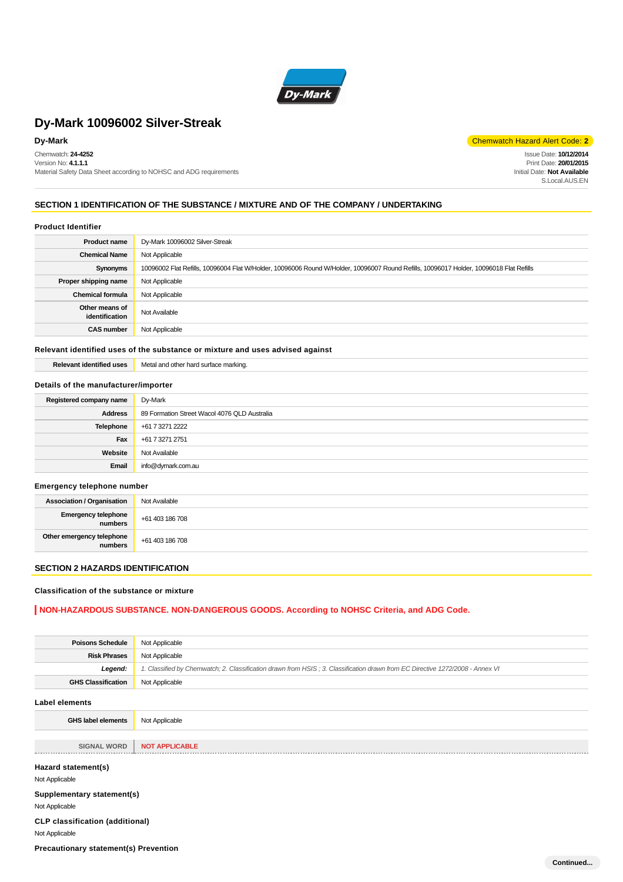# Dy-Mark 10096002 Silver-Streak

**Dy-Mark**

Chemwatch Hazard Alert Code: **2**

Chemwatch: **24-4252**
Version No: **4.1.1.1**
Material Safety Data Sheet according to NOHSC and ADG requirements

Issue Date: **10/12/2014**
Print Date: **20/01/2015**
Initial Date: **Not Available**
S.Local.AUS.EN

## SECTION 1 IDENTIFICATION OF THE SUBSTANCE / MIXTURE AND OF THE COMPANY / UNDERTAKING

### Product Identifier

| | |
|---|---|
| **Product name** | Dy-Mark 10096002 Silver-Streak |
| **Chemical Name** | Not Applicable |
| **Synonyms** | 10096002 Flat Refills, 10096004 Flat W/Holder, 10096006 Round W/Holder, 10096007 Round Refills, 10096017 Holder, 10096018 Flat Refills |
| **Proper shipping name** | Not Applicable |
| **Chemical formula** | Not Applicable |
| **Other means of identification** | Not Available |
| **CAS number** | Not Applicable |

### Relevant identified uses of the substance or mixture and uses advised against

| | |
|---|---|
| **Relevant identified uses** | Metal and other hard surface marking. |

### Details of the manufacturer/importer

| | |
|---|---|
| **Registered company name** | Dy-Mark |
| **Address** | 89 Formation Street Wacol 4076 QLD Australia |
| **Telephone** | +61 7 3271 2222 |
| **Fax** | +61 7 3271 2751 |
| **Website** | Not Available |
| **Email** | info@dymark.com.au |

### Emergency telephone number

| | |
|---|---|
| **Association / Organisation** | Not Available |
| **Emergency telephone numbers** | +61 403 186 708 |
| **Other emergency telephone numbers** | +61 403 186 708 |

## SECTION 2 HAZARDS IDENTIFICATION

### Classification of the substance or mixture

**NON-HAZARDOUS SUBSTANCE. NON-DANGEROUS GOODS. According to NOHSC Criteria, and ADG Code.**

| | |
|---|---|
| **Poisons Schedule** | Not Applicable |
| **Risk Phrases** | Not Applicable |
| ***Legend:*** | *1. Classified by Chemwatch; 2. Classification drawn from HSIS ; 3. Classification drawn from EC Directive 1272/2008 - Annex VI* |
| **GHS Classification** | Not Applicable |

### Label elements

| | |
|---|---|
| **GHS label elements** | Not Applicable |

| | |
|---|---|
| **SIGNAL WORD** | **NOT APPLICABLE** |

### Hazard statement(s)

Not Applicable

### Supplementary statement(s)

Not Applicable

### CLP classification (additional)

Not Applicable

### Precautionary statement(s) Prevention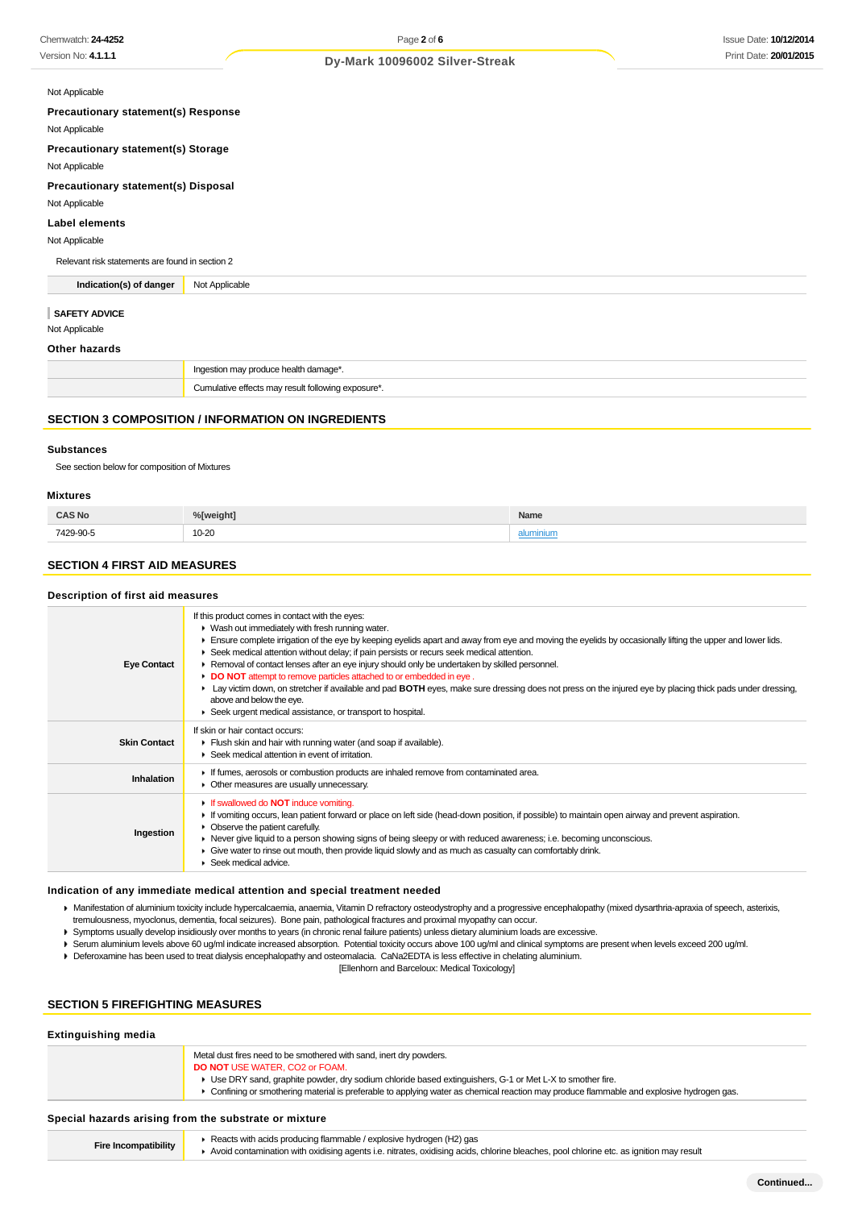Not Applicable

### Precautionary statement(s) Response

Not Applicable

### Precautionary statement(s) Storage

Not Applicable

### Precautionary statement(s) Disposal

Not Applicable

### Label elements

Not Applicable

Relevant risk statements are found in section 2

| Indication(s) of danger | Not Applicable |
|---|---|

**SAFETY ADVICE**

Not Applicable

### Other hazards

| | |
|---|---|
| | Ingestion may produce health damage*. |
| | Cumulative effects may result following exposure*. |

## SECTION 3 COMPOSITION / INFORMATION ON INGREDIENTS

### Substances

See section below for composition of Mixtures

### Mixtures

| CAS No | %[weight] | Name |
|---|---|---|
| 7429-90-5 | 10-20 | aluminium |

## SECTION 4 FIRST AID MEASURES

### Description of first aid measures

| | |
|---|---|
| **Eye Contact** | If this product comes in contact with the eyes:<br>▸ Wash out immediately with fresh running water.<br>▸ Ensure complete irrigation of the eye by keeping eyelids apart and away from eye and moving the eyelids by occasionally lifting the upper and lower lids.<br>▸ Seek medical attention without delay; if pain persists or recurs seek medical attention.<br>▸ Removal of contact lenses after an eye injury should only be undertaken by skilled personnel.<br>▸ **DO NOT** attempt to remove particles attached to or embedded in eye .<br>▸ Lay victim down, on stretcher if available and pad **BOTH** eyes, make sure dressing does not press on the injured eye by placing thick pads under dressing, above and below the eye.<br>▸ Seek urgent medical assistance, or transport to hospital. |
| **Skin Contact** | If skin or hair contact occurs:<br>▸ Flush skin and hair with running water (and soap if available).<br>▸ Seek medical attention in event of irritation. |
| **Inhalation** | ▸ If fumes, aerosols or combustion products are inhaled remove from contaminated area.<br>▸ Other measures are usually unnecessary. |
| **Ingestion** | ▸ If swallowed do **NOT** induce vomiting.<br>▸ If vomiting occurs, lean patient forward or place on left side (head-down position, if possible) to maintain open airway and prevent aspiration.<br>▸ Observe the patient carefully.<br>▸ Never give liquid to a person showing signs of being sleepy or with reduced awareness; i.e. becoming unconscious.<br>▸ Give water to rinse out mouth, then provide liquid slowly and as much as casualty can comfortably drink.<br>▸ Seek medical advice. |

### Indication of any immediate medical attention and special treatment needed

- Manifestation of aluminium toxicity include hypercalcaemia, anaemia, Vitamin D refractory osteodystrophy and a progressive encephalopathy (mixed dysarthria-apraxia of speech, asterixis, tremulousness, myoclonus, dementia, focal seizures). Bone pain, pathological fractures and proximal myopathy can occur.
- Symptoms usually develop insidiously over months to years (in chronic renal failure patients) unless dietary aluminium loads are excessive.
- Serum aluminium levels above 60 ug/ml indicate increased absorption. Potential toxicity occurs above 100 ug/ml and clinical symptoms are present when levels exceed 200 ug/ml.
- Deferoxamine has been used to treat dialysis encephalopathy and osteomalacia. CaNa2EDTA is less effective in chelating aluminium.

[Ellenhorn and Barceloux: Medical Toxicology]

## SECTION 5 FIREFIGHTING MEASURES

### Extinguishing media

| | |
|---|---|
| | Metal dust fires need to be smothered with sand, inert dry powders.<br>**DO NOT** USE WATER, CO2 or FOAM.<br>▸ Use DRY sand, graphite powder, dry sodium chloride based extinguishers, G-1 or Met L-X to smother fire.<br>▸ Confining or smothering material is preferable to applying water as chemical reaction may produce flammable and explosive hydrogen gas. |

### Special hazards arising from the substrate or mixture

| | |
|---|---|
| **Fire Incompatibility** | ▸ Reacts with acids producing flammable / explosive hydrogen (H2) gas<br>▸ Avoid contamination with oxidising agents i.e. nitrates, oxidising acids, chlorine bleaches, pool chlorine etc. as ignition may result |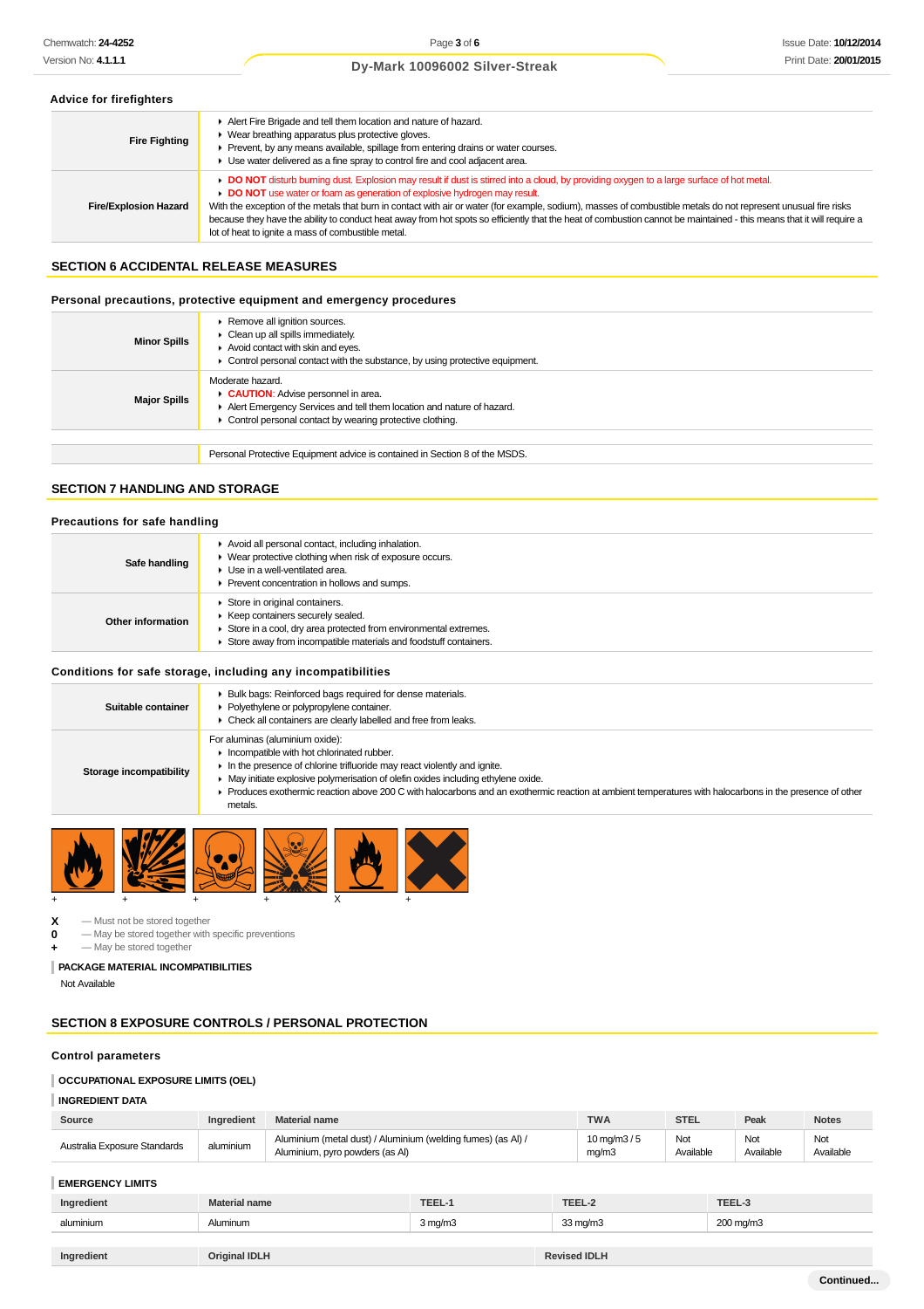### Advice for firefighters

| | |
|---|---|
| **Fire Fighting** | ▸ Alert Fire Brigade and tell them location and nature of hazard.<br>▸ Wear breathing apparatus plus protective gloves.<br>▸ Prevent, by any means available, spillage from entering drains or water courses.<br>▸ Use water delivered as a fine spray to control fire and cool adjacent area. |
| **Fire/Explosion Hazard** | ▸ **DO NOT** disturb burning dust. Explosion may result if dust is stirred into a cloud, by providing oxygen to a large surface of hot metal.<br>▸ **DO NOT** use water or foam as generation of explosive hydrogen may result.<br>With the exception of the metals that burn in contact with air or water (for example, sodium), masses of combustible metals do not represent unusual fire risks because they have the ability to conduct heat away from hot spots so efficiently that the heat of combustion cannot be maintained - this means that it will require a lot of heat to ignite a mass of combustible metal. |

## SECTION 6 ACCIDENTAL RELEASE MEASURES

### Personal precautions, protective equipment and emergency procedures

| | |
|---|---|
| **Minor Spills** | ▸ Remove all ignition sources.<br>▸ Clean up all spills immediately.<br>▸ Avoid contact with skin and eyes.<br>▸ Control personal contact with the substance, by using protective equipment. |
| **Major Spills** | Moderate hazard.<br>▸ **CAUTION**: Advise personnel in area.<br>▸ Alert Emergency Services and tell them location and nature of hazard.<br>▸ Control personal contact by wearing protective clothing. |

| | |
|---|---|
| | Personal Protective Equipment advice is contained in Section 8 of the MSDS. |

## SECTION 7 HANDLING AND STORAGE

### Precautions for safe handling

| | |
|---|---|
| **Safe handling** | ▸ Avoid all personal contact, including inhalation.<br>▸ Wear protective clothing when risk of exposure occurs.<br>▸ Use in a well-ventilated area.<br>▸ Prevent concentration in hollows and sumps. |
| **Other information** | ▸ Store in original containers.<br>▸ Keep containers securely sealed.<br>▸ Store in a cool, dry area protected from environmental extremes.<br>▸ Store away from incompatible materials and foodstuff containers. |

### Conditions for safe storage, including any incompatibilities

| | |
|---|---|
| **Suitable container** | ▸ Bulk bags: Reinforced bags required for dense materials.<br>▸ Polyethylene or polypropylene container.<br>▸ Check all containers are clearly labelled and free from leaks. |
| **Storage incompatibility** | For aluminas (aluminium oxide):<br>▸ Incompatible with hot chlorinated rubber.<br>▸ In the presence of chlorine trifluoride may react violently and ignite.<br>▸ May initiate explosive polymerisation of olefin oxides including ethylene oxide.<br>▸ Produces exothermic reaction above 200 C with halocarbons and an exothermic reaction at ambient temperatures with halocarbons in the presence of other metals. |

+ + + + X +

**X** — Must not be stored together
**0** — May be stored together with specific preventions
**+** — May be stored together

**PACKAGE MATERIAL INCOMPATIBILITIES**

Not Available

## SECTION 8 EXPOSURE CONTROLS / PERSONAL PROTECTION

### Control parameters

**OCCUPATIONAL EXPOSURE LIMITS (OEL)**

**INGREDIENT DATA**

| Source | Ingredient | Material name | TWA | STEL | Peak | Notes |
|---|---|---|---|---|---|---|
| Australia Exposure Standards | aluminium | Aluminium (metal dust) / Aluminium (welding fumes) (as Al) / Aluminium, pyro powders (as Al) | 10 mg/m3 / 5 mg/m3 | Not Available | Not Available | Not Available |

**EMERGENCY LIMITS**

| Ingredient | Material name | TEEL-1 | TEEL-2 | TEEL-3 |
|---|---|---|---|---|
| aluminium | Aluminum | 3 mg/m3 | 33 mg/m3 | 200 mg/m3 |

| Ingredient | Original IDLH | Revised IDLH |
|---|---|---|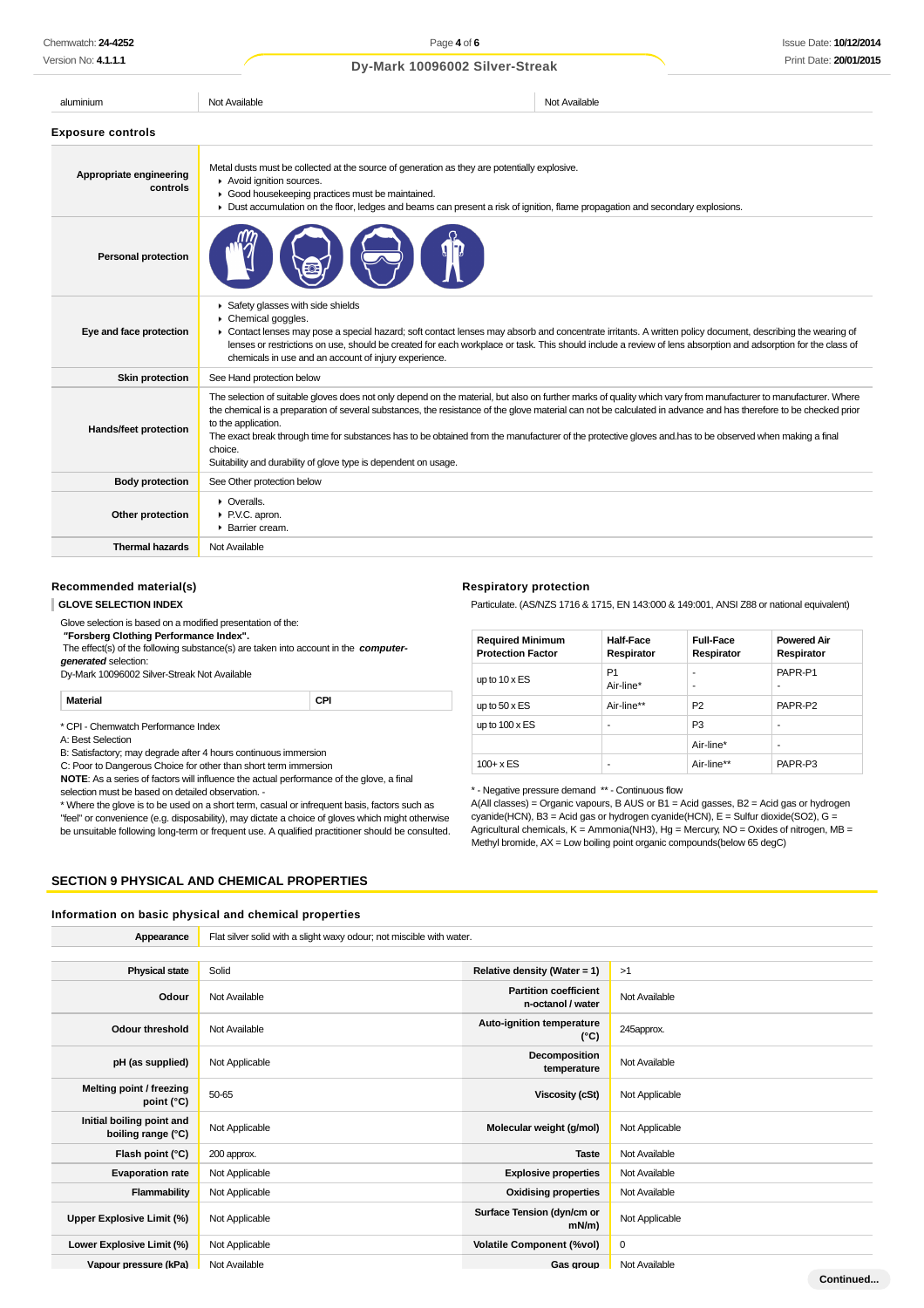| aluminium | Not Available | Not Available |
|---|---|---|

### Exposure controls

| | |
|---|---|
| Appropriate engineering controls | Metal dusts must be collected at the source of generation as they are potentially explosive.<br>▸ Avoid ignition sources.<br>▸ Good housekeeping practices must be maintained.<br>▸ Dust accumulation on the floor, ledges and beams can present a risk of ignition, flame propagation and secondary explosions. |
| Personal protection | |
| Eye and face protection | ▸ Safety glasses with side shields<br>▸ Chemical goggles.<br>▸ Contact lenses may pose a special hazard; soft contact lenses may absorb and concentrate irritants. A written policy document, describing the wearing of lenses or restrictions on use, should be created for each workplace or task. This should include a review of lens absorption and adsorption for the class of chemicals in use and an account of injury experience. |
| Skin protection | See Hand protection below |
| Hands/feet protection | The selection of suitable gloves does not only depend on the material, but also on further marks of quality which vary from manufacturer to manufacturer. Where the chemical is a preparation of several substances, the resistance of the glove material can not be calculated in advance and has therefore to be checked prior to the application.<br>The exact break through time for substances has to be obtained from the manufacturer of the protective gloves and.has to be observed when making a final choice.<br>Suitability and durability of glove type is dependent on usage. |
| Body protection | See Other protection below |
| Other protection | ▸ Overalls.<br>▸ P.V.C. apron.<br>▸ Barrier cream. |
| Thermal hazards | Not Available |

### Recommended material(s)

**GLOVE SELECTION INDEX**

Glove selection is based on a modified presentation of the:
**"Forsberg Clothing Performance Index".**
The effect(s) of the following substance(s) are taken into account in the ***computer-generated*** selection:
Dy-Mark 10096002 Silver-Streak Not Available

| Material | CPI |
|---|---|

* CPI - Chemwatch Performance Index
A: Best Selection
B: Satisfactory; may degrade after 4 hours continuous immersion
C: Poor to Dangerous Choice for other than short term immersion
**NOTE**: As a series of factors will influence the actual performance of the glove, a final selection must be based on detailed observation. -
* Where the glove is to be used on a short term, casual or infrequent basis, factors such as "feel" or convenience (e.g. disposability), may dictate a choice of gloves which might otherwise be unsuitable following long-term or frequent use. A qualified practitioner should be consulted.

### Respiratory protection

Particulate. (AS/NZS 1716 & 1715, EN 143:000 & 149:001, ANSI Z88 or national equivalent)

| Required Minimum Protection Factor | Half-Face Respirator | Full-Face Respirator | Powered Air Respirator |
|---|---|---|---|
| up to 10 x ES | P1<br>Air-line* | -<br>- | PAPR-P1<br>- |
| up to 50 x ES | Air-line** | P2 | PAPR-P2 |
| up to 100 x ES | - | P3 | - |
| | | Air-line* | - |
| 100+ x ES | - | Air-line** | PAPR-P3 |

* - Negative pressure demand ** - Continuous flow
A(All classes) = Organic vapours, B AUS or B1 = Acid gasses, B2 = Acid gas or hydrogen cyanide(HCN), B3 = Acid gas or hydrogen cyanide(HCN), E = Sulfur dioxide(SO2), G = Agricultural chemicals, K = Ammonia(NH3), Hg = Mercury, NO = Oxides of nitrogen, MB = Methyl bromide, AX = Low boiling point organic compounds(below 65 degC)

## SECTION 9 PHYSICAL AND CHEMICAL PROPERTIES

### Information on basic physical and chemical properties

| Appearance | Flat silver solid with a slight waxy odour; not miscible with water. | | |
|---|---|---|---|
| Physical state | Solid | Relative density (Water = 1) | >1 |
| Odour | Not Available | Partition coefficient n-octanol / water | Not Available |
| Odour threshold | Not Available | Auto-ignition temperature (°C) | 245approx. |
| pH (as supplied) | Not Applicable | Decomposition temperature | Not Available |
| Melting point / freezing point (°C) | 50-65 | Viscosity (cSt) | Not Applicable |
| Initial boiling point and boiling range (°C) | Not Applicable | Molecular weight (g/mol) | Not Applicable |
| Flash point (°C) | 200 approx. | Taste | Not Available |
| Evaporation rate | Not Applicable | Explosive properties | Not Available |
| Flammability | Not Applicable | Oxidising properties | Not Available |
| Upper Explosive Limit (%) | Not Applicable | Surface Tension (dyn/cm or mN/m) | Not Applicable |
| Lower Explosive Limit (%) | Not Applicable | Volatile Component (%vol) | 0 |
| Vapour pressure (kPa) | Not Available | Gas group | Not Available |

Continued...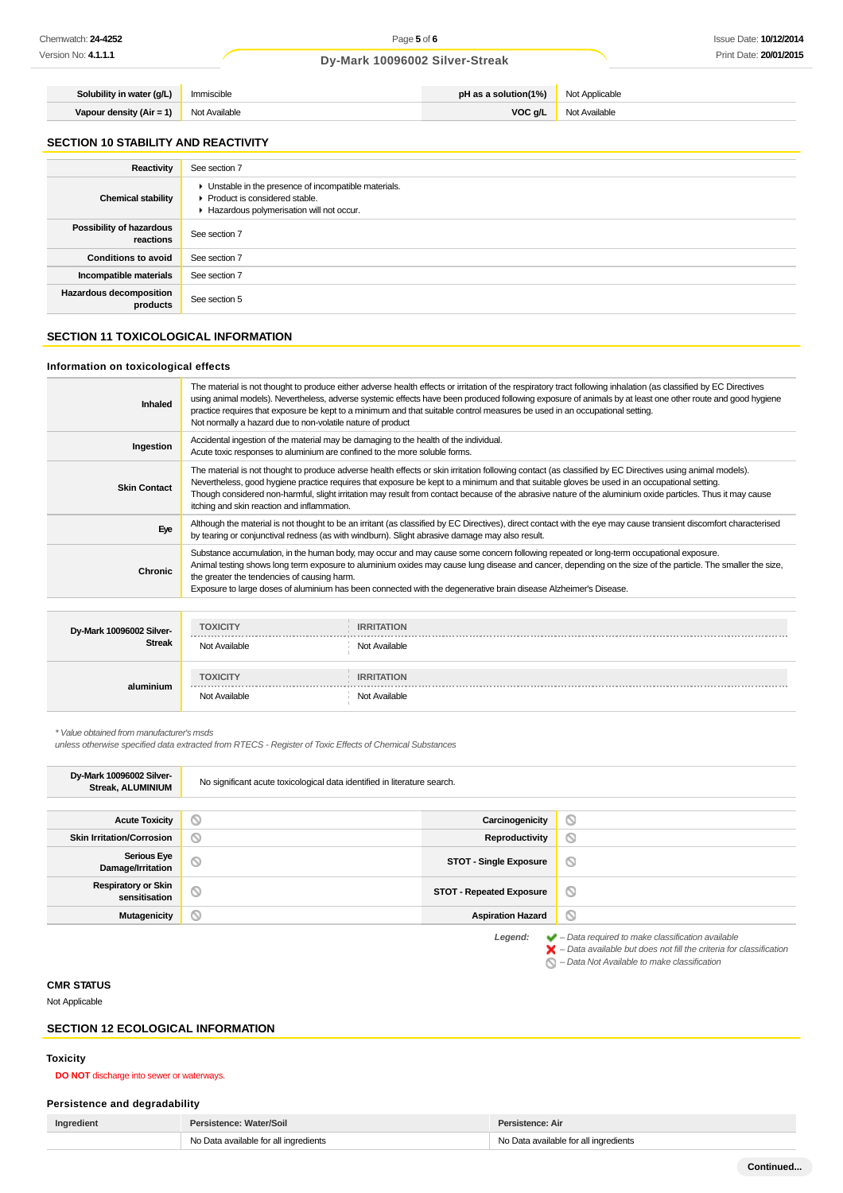| | | | |
|---|---|---|---|
| **Solubility in water (g/L)** | Immiscible | **pH as a solution(1%)** | Not Applicable |
| **Vapour density (Air = 1)** | Not Available | **VOC g/L** | Not Available |

## SECTION 10 STABILITY AND REACTIVITY

| | |
|---|---|
| **Reactivity** | See section 7 |
| **Chemical stability** | ▸ Unstable in the presence of incompatible materials.<br>▸ Product is considered stable.<br>▸ Hazardous polymerisation will not occur. |
| **Possibility of hazardous reactions** | See section 7 |
| **Conditions to avoid** | See section 7 |
| **Incompatible materials** | See section 7 |
| **Hazardous decomposition products** | See section 5 |

## SECTION 11 TOXICOLOGICAL INFORMATION

### Information on toxicological effects

| | |
|---|---|
| **Inhaled** | The material is not thought to produce either adverse health effects or irritation of the respiratory tract following inhalation (as classified by EC Directives using animal models). Nevertheless, adverse systemic effects have been produced following exposure of animals by at least one other route and good hygiene practice requires that exposure be kept to a minimum and that suitable control measures be used in an occupational setting.<br>Not normally a hazard due to non-volatile nature of product |
| **Ingestion** | Accidental ingestion of the material may be damaging to the health of the individual.<br>Acute toxic responses to aluminium are confined to the more soluble forms. |
| **Skin Contact** | The material is not thought to produce adverse health effects or skin irritation following contact (as classified by EC Directives using animal models). Nevertheless, good hygiene practice requires that exposure be kept to a minimum and that suitable gloves be used in an occupational setting.<br>Though considered non-harmful, slight irritation may result from contact because of the abrasive nature of the aluminium oxide particles. Thus it may cause itching and skin reaction and inflammation. |
| **Eye** | Although the material is not thought to be an irritant (as classified by EC Directives), direct contact with the eye may cause transient discomfort characterised by tearing or conjunctival redness (as with windburn). Slight abrasive damage may also result. |
| **Chronic** | Substance accumulation, in the human body, may occur and may cause some concern following repeated or long-term occupational exposure.<br>Animal testing shows long term exposure to aluminium oxides may cause lung disease and cancer, depending on the size of the particle. The smaller the size, the greater the tendencies of causing harm.<br>Exposure to large doses of aluminium has been connected with the degenerative brain disease Alzheimer's Disease. |

| | TOXICITY | IRRITATION |
|---|---|---|
| **Dy-Mark 10096002 Silver-Streak** | Not Available | Not Available |
| **aluminium** | Not Available | Not Available |

*\* Value obtained from manufacturer's msds*
*unless otherwise specified data extracted from RTECS - Register of Toxic Effects of Chemical Substances*

| | |
|---|---|
| **Dy-Mark 10096002 Silver-Streak, ALUMINIUM** | No significant acute toxicological data identified in literature search. |

| | | | |
|---|---|---|---|
| **Acute Toxicity** | ⊘ | **Carcinogenicity** | ⊘ |
| **Skin Irritation/Corrosion** | ⊘ | **Reproductivity** | ⊘ |
| **Serious Eye Damage/Irritation** | ⊘ | **STOT - Single Exposure** | ⊘ |
| **Respiratory or Skin sensitisation** | ⊘ | **STOT - Repeated Exposure** | ⊘ |
| **Mutagenicity** | ⊘ | **Aspiration Hazard** | ⊘ |

*Legend:*
✔ *– Data required to make classification available*
✘ *– Data available but does not fill the criteria for classification*
⊘ *– Data Not Available to make classification*

### CMR STATUS

Not Applicable

## SECTION 12 ECOLOGICAL INFORMATION

### Toxicity

**DO NOT** discharge into sewer or waterways.

### Persistence and degradability

| Ingredient | Persistence: Water/Soil | Persistence: Air |
|---|---|---|
| | No Data available for all ingredients | No Data available for all ingredients |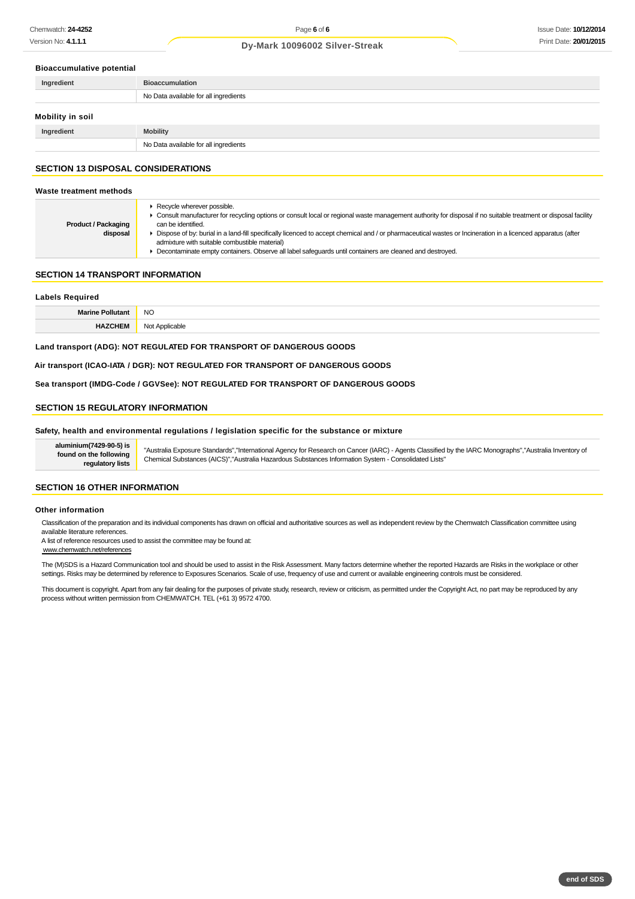### Bioaccumulative potential

| Ingredient | Bioaccumulation |
|---|---|
| | No Data available for all ingredients |

### Mobility in soil

| Ingredient | Mobility |
|---|---|
| | No Data available for all ingredients |

## SECTION 13 DISPOSAL CONSIDERATIONS

### Waste treatment methods

| | |
|---|---|
| **Product / Packaging disposal** | ▸ Recycle wherever possible.<br>▸ Consult manufacturer for recycling options or consult local or regional waste management authority for disposal if no suitable treatment or disposal facility can be identified.<br>▸ Dispose of by: burial in a land-fill specifically licenced to accept chemical and / or pharmaceutical wastes or Incineration in a licenced apparatus (after admixture with suitable combustible material)<br>▸ Decontaminate empty containers. Observe all label safeguards until containers are cleaned and destroyed. |

## SECTION 14 TRANSPORT INFORMATION

### Labels Required

| | |
|---|---|
| **Marine Pollutant** | NO |
| **HAZCHEM** | Not Applicable |

**Land transport (ADG): NOT REGULATED FOR TRANSPORT OF DANGEROUS GOODS**

**Air transport (ICAO-IATA / DGR): NOT REGULATED FOR TRANSPORT OF DANGEROUS GOODS**

**Sea transport (IMDG-Code / GGVSee): NOT REGULATED FOR TRANSPORT OF DANGEROUS GOODS**

## SECTION 15 REGULATORY INFORMATION

### Safety, health and environmental regulations / legislation specific for the substance or mixture

| | |
|---|---|
| **aluminium(7429-90-5) is found on the following regulatory lists** | "Australia Exposure Standards","International Agency for Research on Cancer (IARC) - Agents Classified by the IARC Monographs","Australia Inventory of Chemical Substances (AICS)","Australia Hazardous Substances Information System - Consolidated Lists" |

## SECTION 16 OTHER INFORMATION

### Other information

Classification of the preparation and its individual components has drawn on official and authoritative sources as well as independent review by the Chemwatch Classification committee using available literature references.
A list of reference resources used to assist the committee may be found at:
www.chemwatch.net/references

The (M)SDS is a Hazard Communication tool and should be used to assist in the Risk Assessment. Many factors determine whether the reported Hazards are Risks in the workplace or other settings. Risks may be determined by reference to Exposures Scenarios. Scale of use, frequency of use and current or available engineering controls must be considered.

This document is copyright. Apart from any fair dealing for the purposes of private study, research, review or criticism, as permitted under the Copyright Act, no part may be reproduced by any process without written permission from CHEMWATCH. TEL (+61 3) 9572 4700.

end of SDS